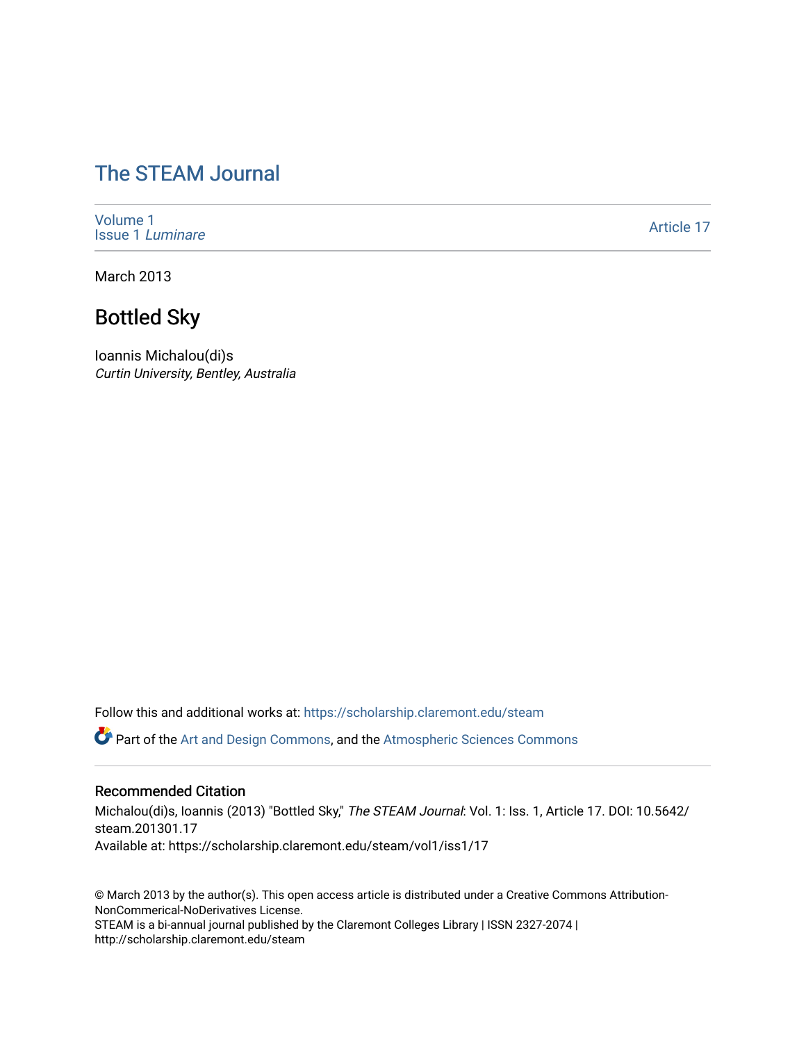# The STEAM Journal

Volume 1
Issue 1 *Luminare*

Article 17

March 2013

## Bottled Sky

Ioannis Michalou(di)s
*Curtin University, Bentley, Australia*

Follow this and additional works at: https://scholarship.claremont.edu/steam

Part of the Art and Design Commons, and the Atmospheric Sciences Commons

### Recommended Citation

Michalou(di)s, Ioannis (2013) "Bottled Sky," *The STEAM Journal*: Vol. 1: Iss. 1, Article 17. DOI: 10.5642/steam.201301.17
Available at: https://scholarship.claremont.edu/steam/vol1/iss1/17

© March 2013 by the author(s). This open access article is distributed under a Creative Commons Attribution-NonCommerical-NoDerivatives License.
STEAM is a bi-annual journal published by the Claremont Colleges Library | ISSN 2327-2074 | http://scholarship.claremont.edu/steam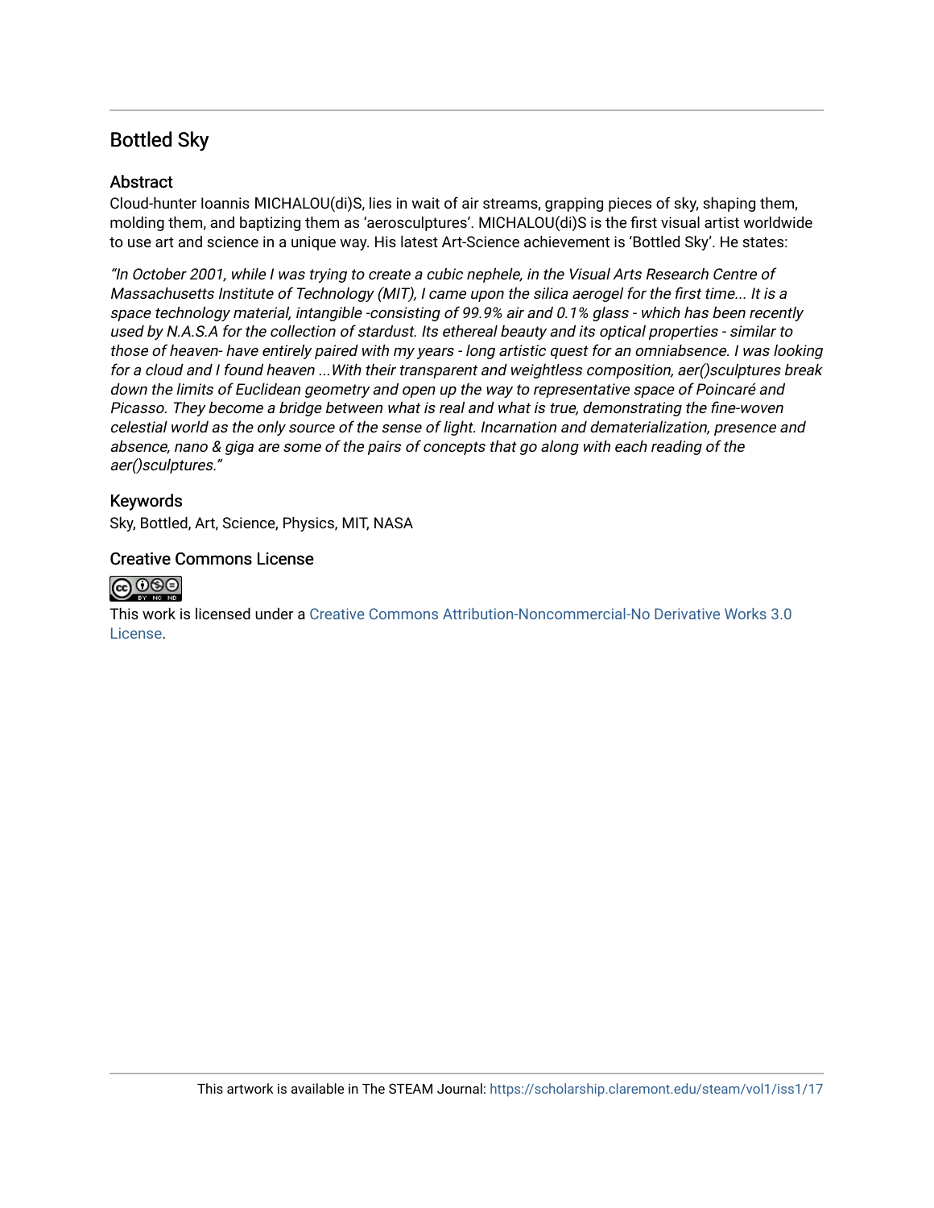# Bottled Sky

## Abstract

Cloud-hunter Ioannis MICHALOU(di)S, lies in wait of air streams, grapping pieces of sky, shaping them, molding them, and baptizing them as 'aerosculptures'. MICHALOU(di)S is the first visual artist worldwide to use art and science in a unique way. His latest Art-Science achievement is 'Bottled Sky'. He states:

*"In October 2001, while I was trying to create a cubic nephele, in the Visual Arts Research Centre of Massachusetts Institute of Technology (MIT), I came upon the silica aerogel for the first time... It is a space technology material, intangible -consisting of 99.9% air and 0.1% glass - which has been recently used by N.A.S.A for the collection of stardust. Its ethereal beauty and its optical properties - similar to those of heaven- have entirely paired with my years - long artistic quest for an omniabsence. I was looking for a cloud and I found heaven ...With their transparent and weightless composition, aer()sculptures break down the limits of Euclidean geometry and open up the way to representative space of Poincaré and Picasso. They become a bridge between what is real and what is true, demonstrating the fine-woven celestial world as the only source of the sense of light. Incarnation and dematerialization, presence and absence, nano & giga are some of the pairs of concepts that go along with each reading of the aer()sculptures."*

## Keywords

Sky, Bottled, Art, Science, Physics, MIT, NASA

## Creative Commons License

This work is licensed under a Creative Commons Attribution-Noncommercial-No Derivative Works 3.0 License.

This artwork is available in The STEAM Journal: https://scholarship.claremont.edu/steam/vol1/iss1/17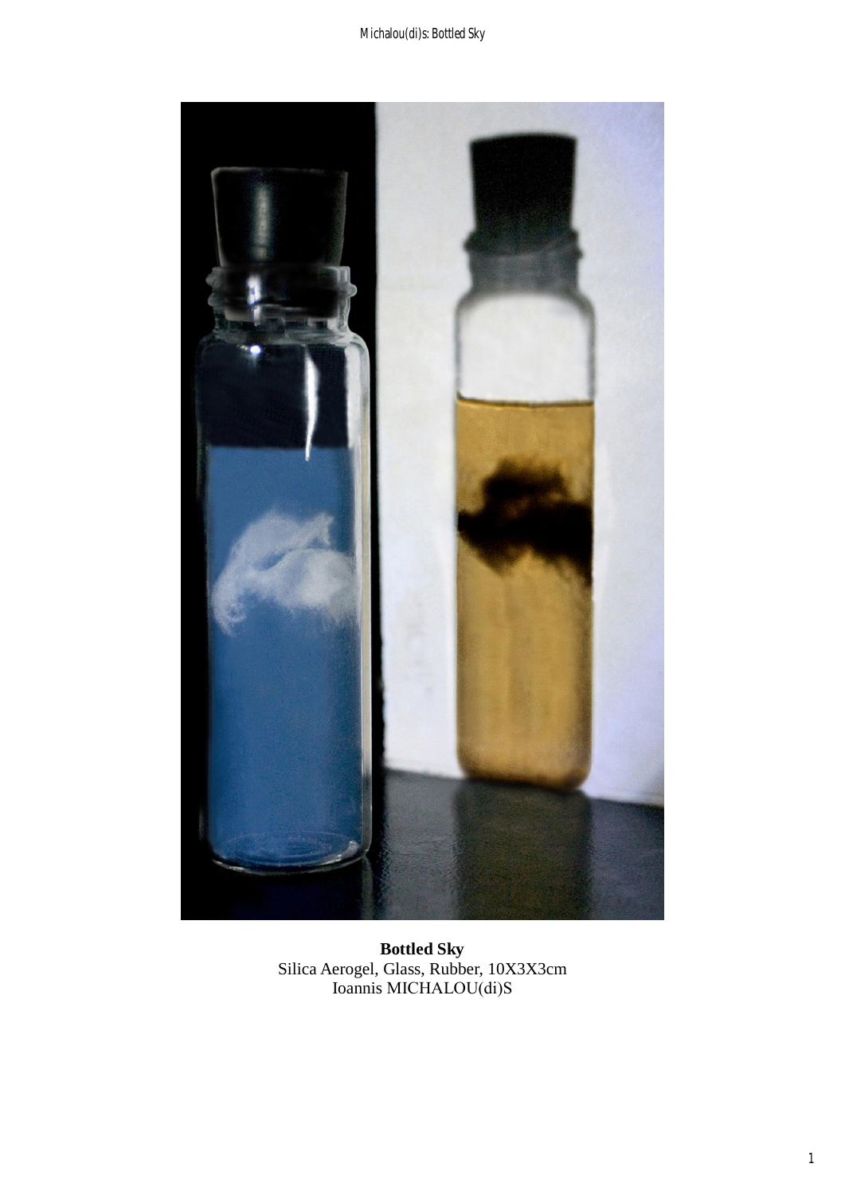**Bottled Sky**
Silica Aerogel, Glass, Rubber, 10X3X3cm
Ioannis MICHALOU(di)S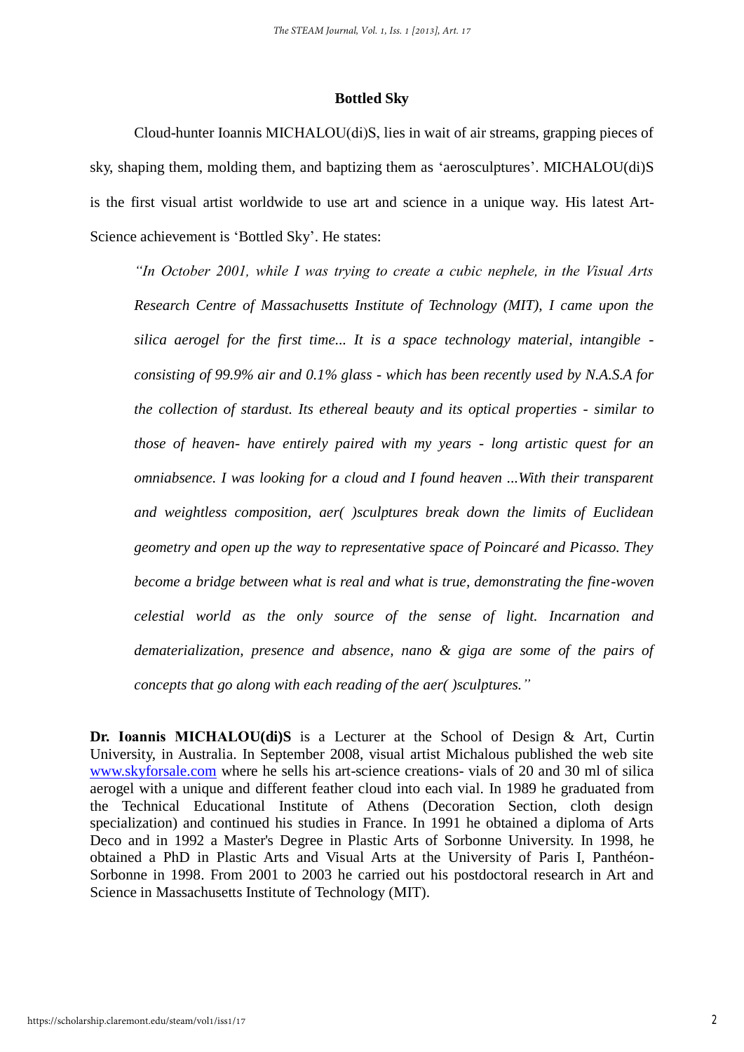**Bottled Sky**

Cloud-hunter Ioannis MICHALOU(di)S, lies in wait of air streams, grapping pieces of sky, shaping them, molding them, and baptizing them as 'aerosculptures'. MICHALOU(di)S is the first visual artist worldwide to use art and science in a unique way. His latest Art-Science achievement is 'Bottled Sky'. He states:

*"In October 2001, while I was trying to create a cubic nephele, in the Visual Arts Research Centre of Massachusetts Institute of Technology (MIT), I came upon the silica aerogel for the first time... It is a space technology material, intangible - consisting of 99.9% air and 0.1% glass - which has been recently used by N.A.S.A for the collection of stardust. Its ethereal beauty and its optical properties - similar to those of heaven- have entirely paired with my years - long artistic quest for an omniabsence. I was looking for a cloud and I found heaven ...With their transparent and weightless composition, aer( )sculptures break down the limits of Euclidean geometry and open up the way to representative space of Poincaré and Picasso. They become a bridge between what is real and what is true, demonstrating the fine-woven celestial world as the only source of the sense of light. Incarnation and dematerialization, presence and absence, nano & giga are some of the pairs of concepts that go along with each reading of the aer( )sculptures."*

**Dr. Ioannis MICHALOU(di)S** is a Lecturer at the School of Design & Art, Curtin University, in Australia. In September 2008, visual artist Michalous published the web site www.skyforsale.com where he sells his art-science creations- vials of 20 and 30 ml of silica aerogel with a unique and different feather cloud into each vial. In 1989 he graduated from the Technical Educational Institute of Athens (Decoration Section, cloth design specialization) and continued his studies in France. In 1991 he obtained a diploma of Arts Deco and in 1992 a Master's Degree in Plastic Arts of Sorbonne University. In 1998, he obtained a PhD in Plastic Arts and Visual Arts at the University of Paris I, Panthéon-Sorbonne in 1998. From 2001 to 2003 he carried out his postdoctoral research in Art and Science in Massachusetts Institute of Technology (MIT).